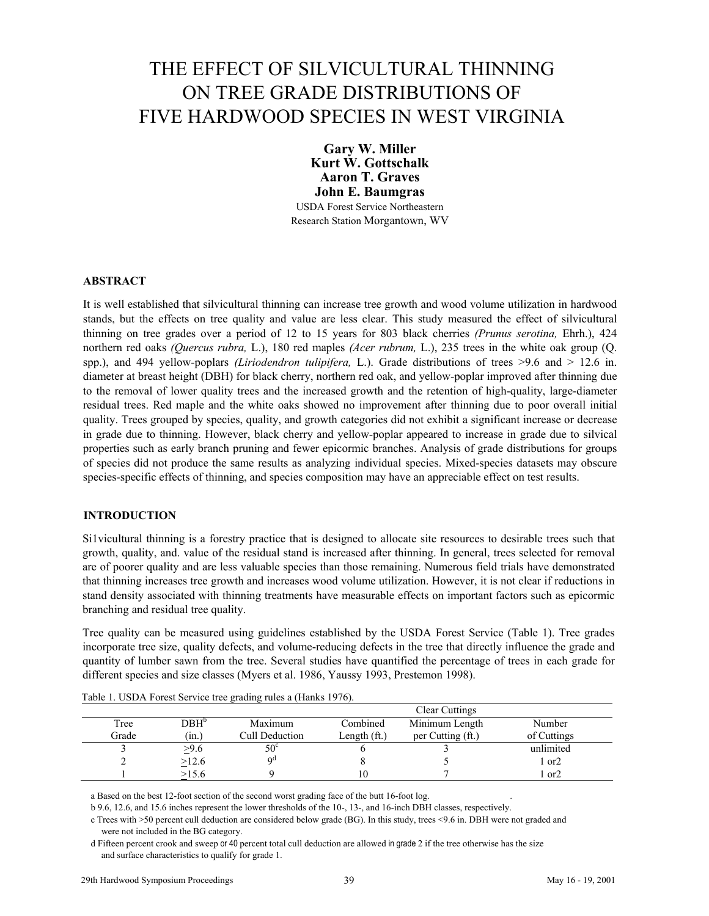# THE EFFECT OF SILVICULTURAL THINNING ON TREE GRADE DISTRIBUTIONS OF FIVE HARDWOOD SPECIES IN WEST VIRGINIA

**Gary W. Miller**
**Kurt W. Gottschalk**
**Aaron T. Graves**
**John E. Baumgras**

USDA Forest Service Northeastern Research Station Morgantown, WV

## ABSTRACT

It is well established that silvicultural thinning can increase tree growth and wood volume utilization in hardwood stands, but the effects on tree quality and value are less clear. This study measured the effect of silvicultural thinning on tree grades over a period of 12 to 15 years for 803 black cherries *(Prunus serotina,* Ehrh.), 424 northern red oaks *(Quercus rubra,* L.), 180 red maples *(Acer rubrum,* L.), 235 trees in the white oak group (Q. spp.), and 494 yellow-poplars *(Liriodendron tulipifera,* L.). Grade distributions of trees >9.6 and > 12.6 in. diameter at breast height (DBH) for black cherry, northern red oak, and yellow-poplar improved after thinning due to the removal of lower quality trees and the increased growth and the retention of high-quality, large-diameter residual trees. Red maple and the white oaks showed no improvement after thinning due to poor overall initial quality. Trees grouped by species, quality, and growth categories did not exhibit a significant increase or decrease in grade due to thinning. However, black cherry and yellow-poplar appeared to increase in grade due to silvical properties such as early branch pruning and fewer epicormic branches. Analysis of grade distributions for groups of species did not produce the same results as analyzing individual species. Mixed-species datasets may obscure species-specific effects of thinning, and species composition may have an appreciable effect on test results.

## INTRODUCTION

Si1vicultural thinning is a forestry practice that is designed to allocate site resources to desirable trees such that growth, quality, and. value of the residual stand is increased after thinning. In general, trees selected for removal are of poorer quality and are less valuable species than those remaining. Numerous field trials have demonstrated that thinning increases tree growth and increases wood volume utilization. However, it is not clear if reductions in stand density associated with thinning treatments have measurable effects on important factors such as epicormic branching and residual tree quality.

Tree quality can be measured using guidelines established by the USDA Forest Service (Table 1). Tree grades incorporate tree size, quality defects, and volume-reducing defects in the tree that directly influence the grade and quantity of lumber sawn from the tree. Several studies have quantified the percentage of trees in each grade for different species and size classes (Myers et al. 1986, Yaussy 1993, Prestemon 1998).

Table 1. USDA Forest Service tree grading rules a (Hanks 1976).

| | | | Clear Cuttings | | |
|---|---|---|---|---|---|
| Tree Grade | DBH[b] (in.) | Maximum Cull Deduction | Combined Length (ft.) | Minimum Length per Cutting (ft.) | Number of Cuttings |
| 3 | >9.6 | 50[c] | 6 | 3 | unlimited |
| 2 | >12.6 | 9[d] | 8 | 5 | 1 or2 |
| 1 | >15.6 | 9 | 10 | 7 | 1 or2 |

a Based on the best 12-foot section of the second worst grading face of the butt 16-foot log.

b 9.6, 12.6, and 15.6 inches represent the lower thresholds of the 10-, 13-, and 16-inch DBH classes, respectively.

c Trees with >50 percent cull deduction are considered below grade (BG). In this study, trees <9.6 in. DBH were not graded and were not included in the BG category.

d Fifteen percent crook and sweep or 40 percent total cull deduction are allowed in grade 2 if the tree otherwise has the size and surface characteristics to qualify for grade 1.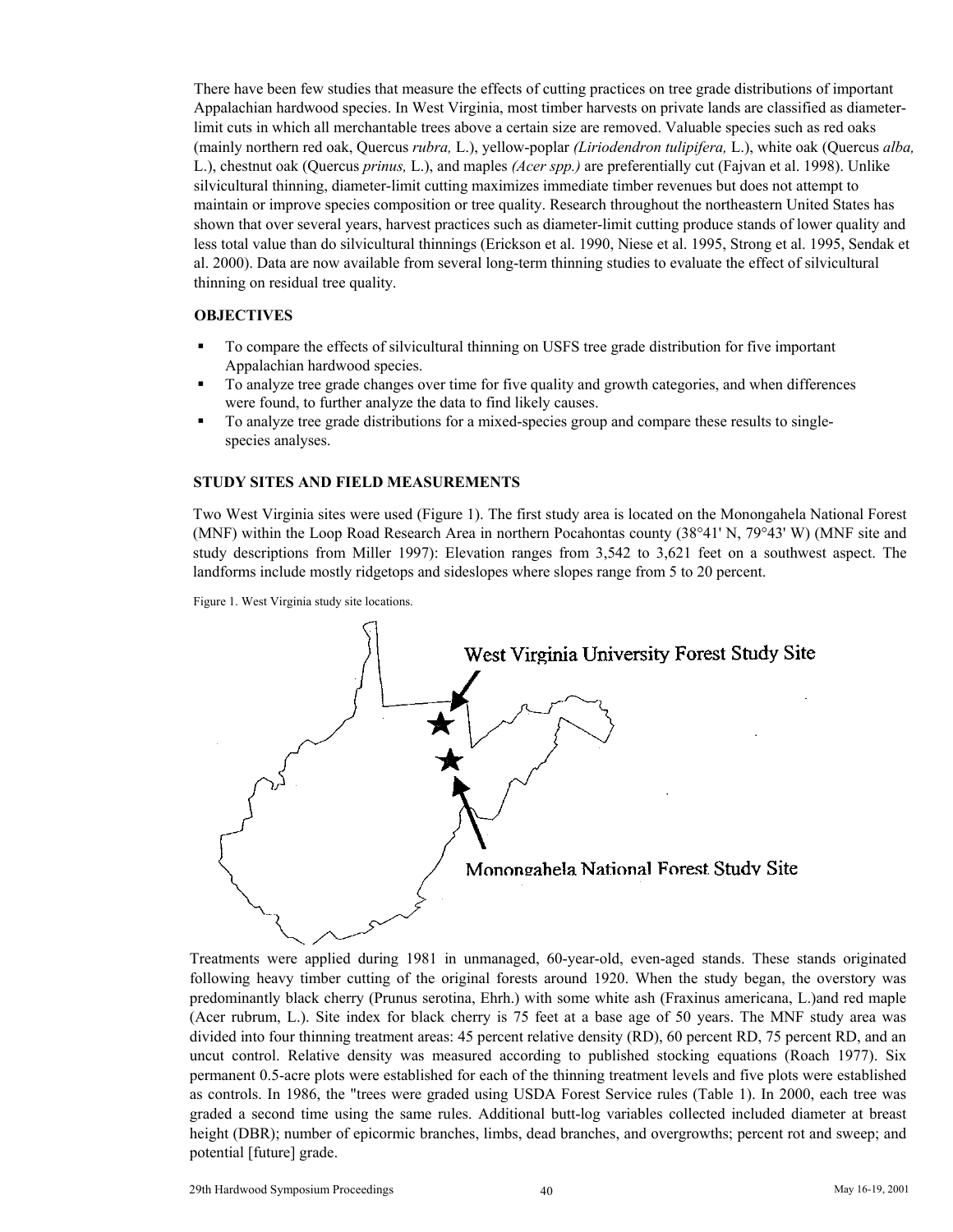There have been few studies that measure the effects of cutting practices on tree grade distributions of important Appalachian hardwood species. In West Virginia, most timber harvests on private lands are classified as diameter-limit cuts in which all merchantable trees above a certain size are removed. Valuable species such as red oaks (mainly northern red oak, Quercus *rubra,* L.), yellow-poplar *(Liriodendron tulipifera,* L.), white oak (Quercus *alba,* L.), chestnut oak (Quercus *prinus,* L.), and maples *(Acer spp.)* are preferentially cut (Fajvan et al. 1998). Unlike silvicultural thinning, diameter-limit cutting maximizes immediate timber revenues but does not attempt to maintain or improve species composition or tree quality. Research throughout the northeastern United States has shown that over several years, harvest practices such as diameter-limit cutting produce stands of lower quality and less total value than do silvicultural thinnings (Erickson et al. 1990, Niese et al. 1995, Strong et al. 1995, Sendak et al. 2000). Data are now available from several long-term thinning studies to evaluate the effect of silvicultural thinning on residual tree quality.

## OBJECTIVES

- To compare the effects of silvicultural thinning on USFS tree grade distribution for five important Appalachian hardwood species.
- To analyze tree grade changes over time for five quality and growth categories, and when differences were found, to further analyze the data to find likely causes.
- To analyze tree grade distributions for a mixed-species group and compare these results to single-species analyses.

## STUDY SITES AND FIELD MEASUREMENTS

Two West Virginia sites were used (Figure 1). The first study area is located on the Monongahela National Forest (MNF) within the Loop Road Research Area in northern Pocahontas county (38°41' N, 79°43' W) (MNF site and study descriptions from Miller 1997): Elevation ranges from 3,542 to 3,621 feet on a southwest aspect. The landforms include mostly ridgetops and sideslopes where slopes range from 5 to 20 percent.

Figure 1. West Virginia study site locations.

West Virginia University Forest Study Site

Monongahela National Forest Study Site

Treatments were applied during 1981 in unmanaged, 60-year-old, even-aged stands. These stands originated following heavy timber cutting of the original forests around 1920. When the study began, the overstory was predominantly black cherry (Prunus serotina, Ehrh.) with some white ash (Fraxinus americana, L.)and red maple (Acer rubrum, L.). Site index for black cherry is 75 feet at a base age of 50 years. The MNF study area was divided into four thinning treatment areas: 45 percent relative density (RD), 60 percent RD, 75 percent RD, and an uncut control. Relative density was measured according to published stocking equations (Roach 1977). Six permanent 0.5-acre plots were established for each of the thinning treatment levels and five plots were established as controls. In 1986, the "trees were graded using USDA Forest Service rules (Table 1). In 2000, each tree was graded a second time using the same rules. Additional butt-log variables collected included diameter at breast height (DBR); number of epicormic branches, limbs, dead branches, and overgrowths; percent rot and sweep; and potential [future] grade.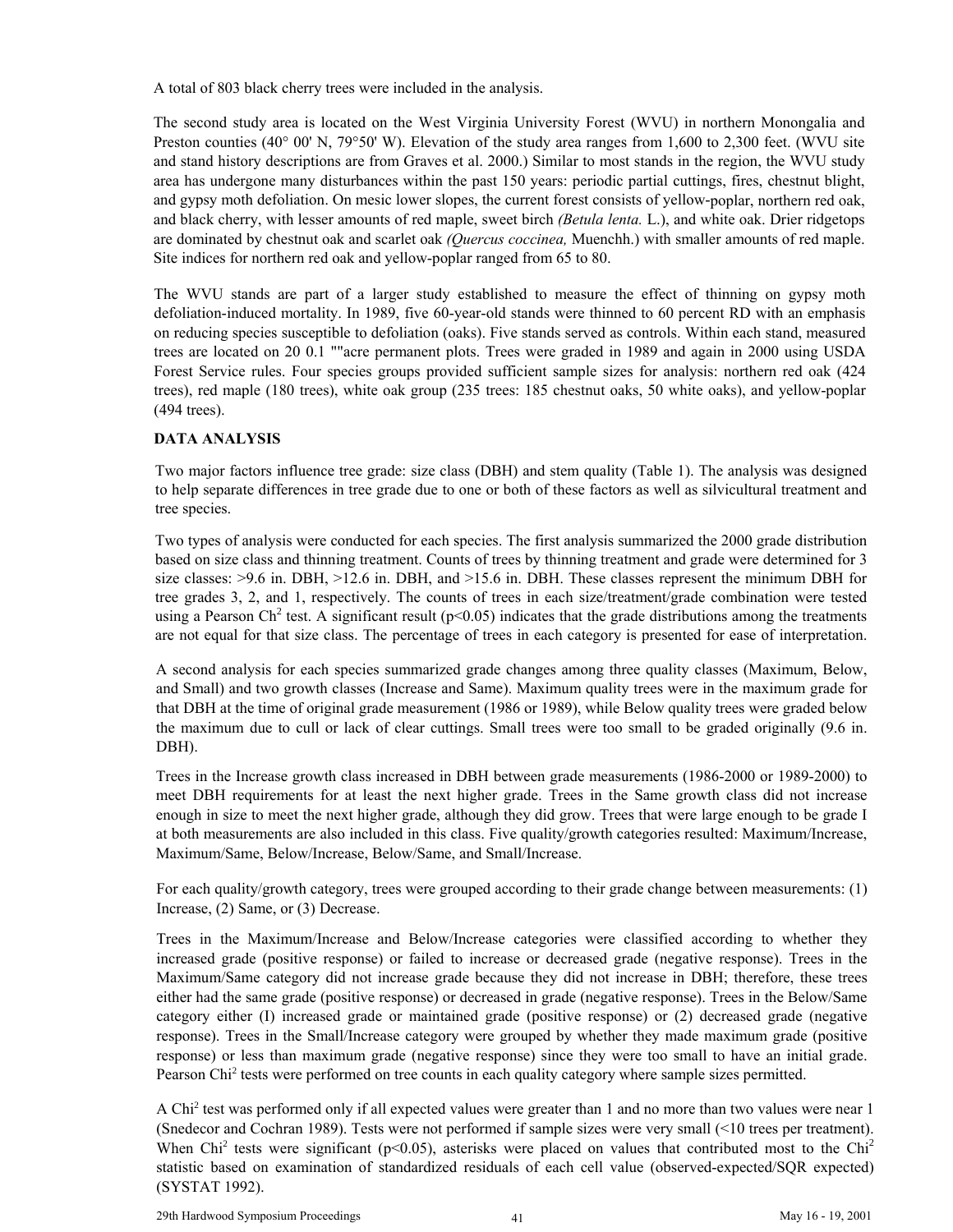A total of 803 black cherry trees were included in the analysis.

The second study area is located on the West Virginia University Forest (WVU) in northern Monongalia and Preston counties (40° 00' N, 79°50' W). Elevation of the study area ranges from 1,600 to 2,300 feet. (WVU site and stand history descriptions are from Graves et al. 2000.) Similar to most stands in the region, the WVU study area has undergone many disturbances within the past 150 years: periodic partial cuttings, fires, chestnut blight, and gypsy moth defoliation. On mesic lower slopes, the current forest consists of yellow-poplar, northern red oak, and black cherry, with lesser amounts of red maple, sweet birch *(Betula lenta.* L.), and white oak. Drier ridgetops are dominated by chestnut oak and scarlet oak *(Quercus coccinea,* Muenchh.) with smaller amounts of red maple. Site indices for northern red oak and yellow-poplar ranged from 65 to 80.

The WVU stands are part of a larger study established to measure the effect of thinning on gypsy moth defoliation-induced mortality. In 1989, five 60-year-old stands were thinned to 60 percent RD with an emphasis on reducing species susceptible to defoliation (oaks). Five stands served as controls. Within each stand, measured trees are located on 20 0.1 ""acre permanent plots. Trees were graded in 1989 and again in 2000 using USDA Forest Service rules. Four species groups provided sufficient sample sizes for analysis: northern red oak (424 trees), red maple (180 trees), white oak group (235 trees: 185 chestnut oaks, 50 white oaks), and yellow-poplar (494 trees).

**DATA ANALYSIS**

Two major factors influence tree grade: size class (DBH) and stem quality (Table 1). The analysis was designed to help separate differences in tree grade due to one or both of these factors as well as silvicultural treatment and tree species.

Two types of analysis were conducted for each species. The first analysis summarized the 2000 grade distribution based on size class and thinning treatment. Counts of trees by thinning treatment and grade were determined for 3 size classes: >9.6 in. DBH, >12.6 in. DBH, and >15.6 in. DBH. These classes represent the minimum DBH for tree grades 3, 2, and 1, respectively. The counts of trees in each size/treatment/grade combination were tested using a Pearson $Ch^2$ test. A significant result ($p<0.05$) indicates that the grade distributions among the treatments are not equal for that size class. The percentage of trees in each category is presented for ease of interpretation.

A second analysis for each species summarized grade changes among three quality classes (Maximum, Below, and Small) and two growth classes (Increase and Same). Maximum quality trees were in the maximum grade for that DBH at the time of original grade measurement (1986 or 1989), while Below quality trees were graded below the maximum due to cull or lack of clear cuttings. Small trees were too small to be graded originally (9.6 in. DBH).

Trees in the Increase growth class increased in DBH between grade measurements (1986-2000 or 1989-2000) to meet DBH requirements for at least the next higher grade. Trees in the Same growth class did not increase enough in size to meet the next higher grade, although they did grow. Trees that were large enough to be grade I at both measurements are also included in this class. Five quality/growth categories resulted: Maximum/Increase, Maximum/Same, Below/Increase, Below/Same, and Small/Increase.

For each quality/growth category, trees were grouped according to their grade change between measurements: (1) Increase, (2) Same, or (3) Decrease.

Trees in the Maximum/Increase and Below/Increase categories were classified according to whether they increased grade (positive response) or failed to increase or decreased grade (negative response). Trees in the Maximum/Same category did not increase grade because they did not increase in DBH; therefore, these trees either had the same grade (positive response) or decreased in grade (negative response). Trees in the Below/Same category either (I) increased grade or maintained grade (positive response) or (2) decreased grade (negative response). Trees in the Small/Increase category were grouped by whether they made maximum grade (positive response) or less than maximum grade (negative response) since they were too small to have an initial grade. Pearson $Chi^2$ tests were performed on tree counts in each quality category where sample sizes permitted.

A $Chi^2$ test was performed only if all expected values were greater than 1 and no more than two values were near 1 (Snedecor and Cochran 1989). Tests were not performed if sample sizes were very small (<10 trees per treatment). When $Chi^2$ tests were significant ($p<0.05$), asterisks were placed on values that contributed most to the $Chi^2$ statistic based on examination of standardized residuals of each cell value (observed-expected/SQR expected) (SYSTAT 1992).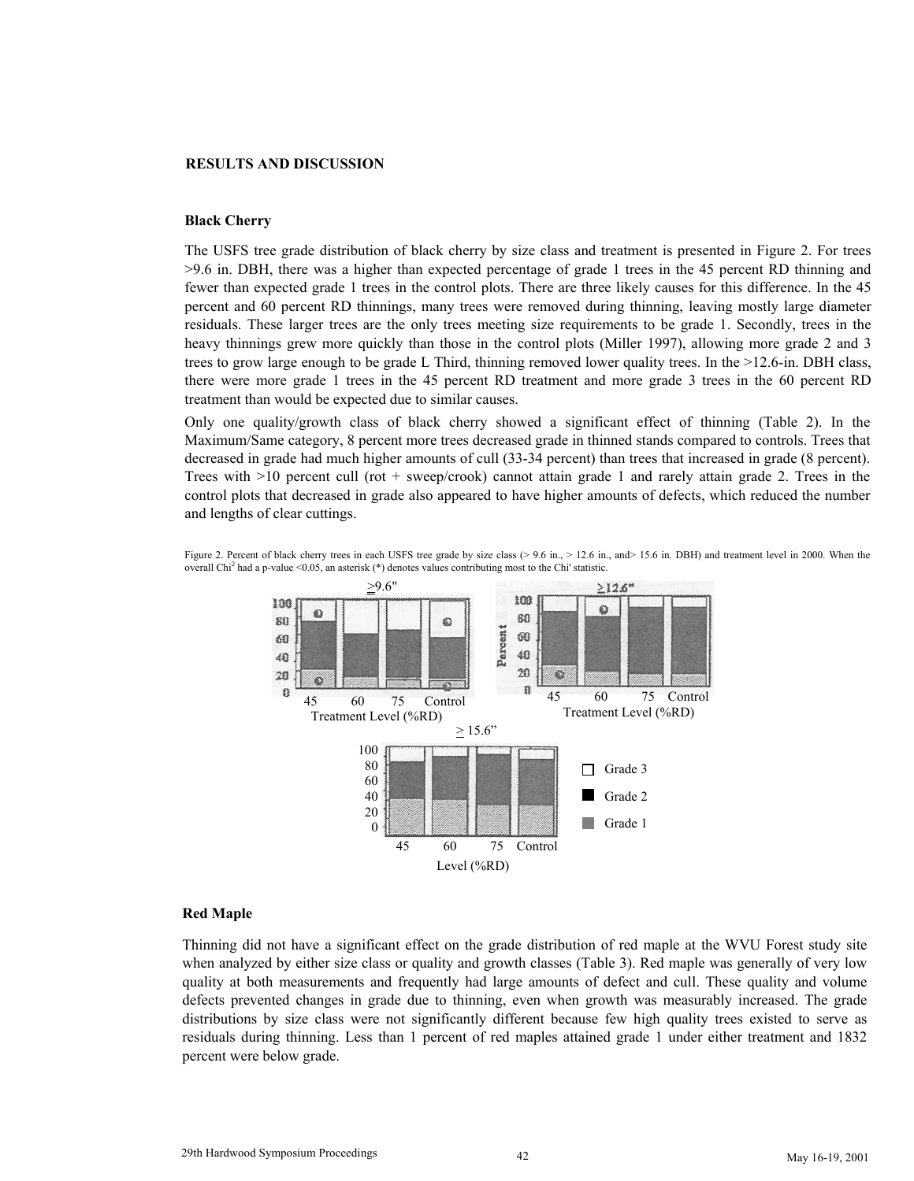## RESULTS AND DISCUSSION

### Black Cherry

The USFS tree grade distribution of black cherry by size class and treatment is presented in Figure 2. For trees >9.6 in. DBH, there was a higher than expected percentage of grade 1 trees in the 45 percent RD thinning and fewer than expected grade 1 trees in the control plots. There are three likely causes for this difference. In the 45 percent and 60 percent RD thinnings, many trees were removed during thinning, leaving mostly large diameter residuals. These larger trees are the only trees meeting size requirements to be grade 1. Secondly, trees in the heavy thinnings grew more quickly than those in the control plots (Miller 1997), allowing more grade 2 and 3 trees to grow large enough to be grade L Third, thinning removed lower quality trees. In the >12.6-in. DBH class, there were more grade 1 trees in the 45 percent RD treatment and more grade 3 trees in the 60 percent RD treatment than would be expected due to similar causes.

Only one quality/growth class of black cherry showed a significant effect of thinning (Table 2). In the Maximum/Same category, 8 percent more trees decreased grade in thinned stands compared to controls. Trees that decreased in grade had much higher amounts of cull (33-34 percent) than trees that increased in grade (8 percent). Trees with >10 percent cull (rot + sweep/crook) cannot attain grade 1 and rarely attain grade 2. Trees in the control plots that decreased in grade also appeared to have higher amounts of defects, which reduced the number and lengths of clear cuttings.

Figure 2. Percent of black cherry trees in each USFS tree grade by size class (> 9.6 in., > 12.6 in., and> 15.6 in. DBH) and treatment level in 2000. When the overall Chi$^2$ had a p-value <0.05, an asterisk (*) denotes values contributing most to the Chi' statistic.

### Red Maple

Thinning did not have a significant effect on the grade distribution of red maple at the WVU Forest study site when analyzed by either size class or quality and growth classes (Table 3). Red maple was generally of very low quality at both measurements and frequently had large amounts of defect and cull. These quality and volume defects prevented changes in grade due to thinning, even when growth was measurably increased. The grade distributions by size class were not significantly different because few high quality trees existed to serve as residuals during thinning. Less than 1 percent of red maples attained grade 1 under either treatment and 1832 percent were below grade.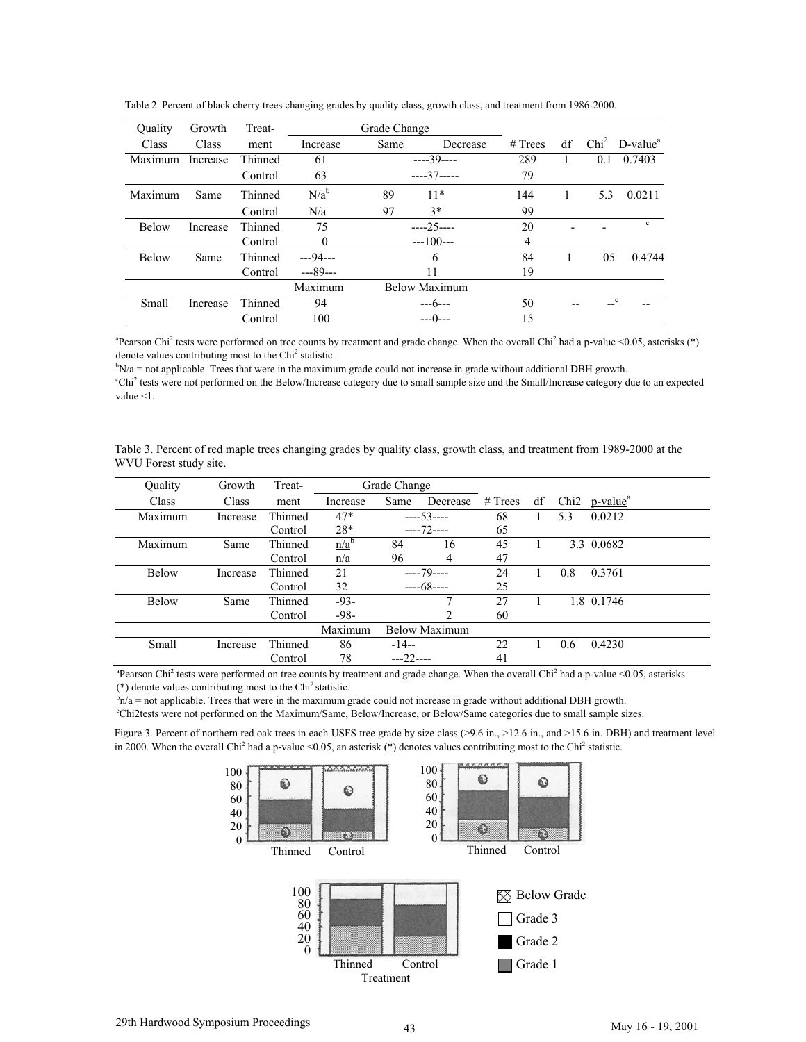Table 2. Percent of black cherry trees changing grades by quality class, growth class, and treatment from 1986-2000.

| Quality Class | Growth Class | Treat-ment | Grade Change Increase | Same | Decrease | # Trees | df | $Chi^2$ | D-value[a] |
|---|---|---|---|---|---|---|---|---|---|
| Maximum | Increase | Thinned | 61 | ----39---- | | 289 | 1 | 0.1 | 0.7403 |
| | | Control | 63 | ----37----- | | 79 | | | |
| Maximum | Same | Thinned | N/a[b] | 89 | 11* | 144 | 1 | 5.3 | 0.0211 |
| | | Control | N/a | 97 | 3* | 99 | | | |
| Below | Increase | Thinned | 75 | ----25---- | | 20 | - | - | [c] |
| | | Control | 0 | ---100--- | | 4 | | | |
| Below | Same | Thinned | ---94--- | | 6 | 84 | 1 | 05 | 0.4744 |
| | | Control | ---89--- | | 11 | 19 | | | |
| | | | Maximum | Below Maximum | | | | | |
| Small | Increase | Thinned | 94 | ---6--- | | 50 | -- | --[c] | -- |
| | | Control | 100 | ---0--- | | 15 | | | |

[a]Pearson $Chi^2$ tests were performed on tree counts by treatment and grade change. When the overall $Chi^2$ had a p-value <0.05, asterisks (*) denote values contributing most to the $Chi^2$ statistic.
[b]N/a = not applicable. Trees that were in the maximum grade could not increase in grade without additional DBH growth.
[c]$Chi^2$ tests were not performed on the Below/Increase category due to small sample size and the Small/Increase category due to an expected value <1.

Table 3. Percent of red maple trees changing grades by quality class, growth class, and treatment from 1989-2000 at the WVU Forest study site.

| Quality Class | Growth Class | Treat-ment | Grade Change Increase | Same | Decrease | # Trees | df | Chi2 | p-value[a] |
|---|---|---|---|---|---|---|---|---|---|
| Maximum | Increase | Thinned | 47* | ----53---- | | 68 | 1 | 5.3 | 0.0212 |
| | | Control | 28* | ----72---- | | 65 | | | |
| Maximum | Same | Thinned | n/a[b] | 84 | 16 | 45 | 1 | 3.3 | 0.0682 |
| | | Control | n/a | 96 | 4 | 47 | | | |
| Below | Increase | Thinned | 21 | ----79---- | | 24 | 1 | 0.8 | 0.3761 |
| | | Control | 32 | ----68---- | | 25 | | | |
| Below | Same | Thinned | -93- | | 7 | 27 | 1 | 1.8 | 0.1746 |
| | | Control | -98- | | 2 | 60 | | | |
| | | | Maximum | Below Maximum | | | | | |
| Small | Increase | Thinned | 86 | -14-- | | 22 | 1 | 0.6 | 0.4230 |
| | | Control | 78 | ---22---- | | 41 | | | |

[a]Pearson $Chi^2$ tests were performed on tree counts by treatment and grade change. When the overall $Chi^2$ had a p-value <0.05, asterisks (*) denote values contributing most to the $Chi^2$ statistic.
[b]n/a = not applicable. Trees that were in the maximum grade could not increase in grade without additional DBH growth.
[c]Chi2tests were not performed on the Maximum/Same, Below/Increase, or Below/Same categories due to small sample sizes.

Figure 3. Percent of northern red oak trees in each USFS tree grade by size class (>9.6 in., >12.6 in., and >15.6 in. DBH) and treatment level in 2000. When the overall $Chi^2$ had a p-value <0.05, an asterisk (*) denotes values contributing most to the $Chi^2$ statistic.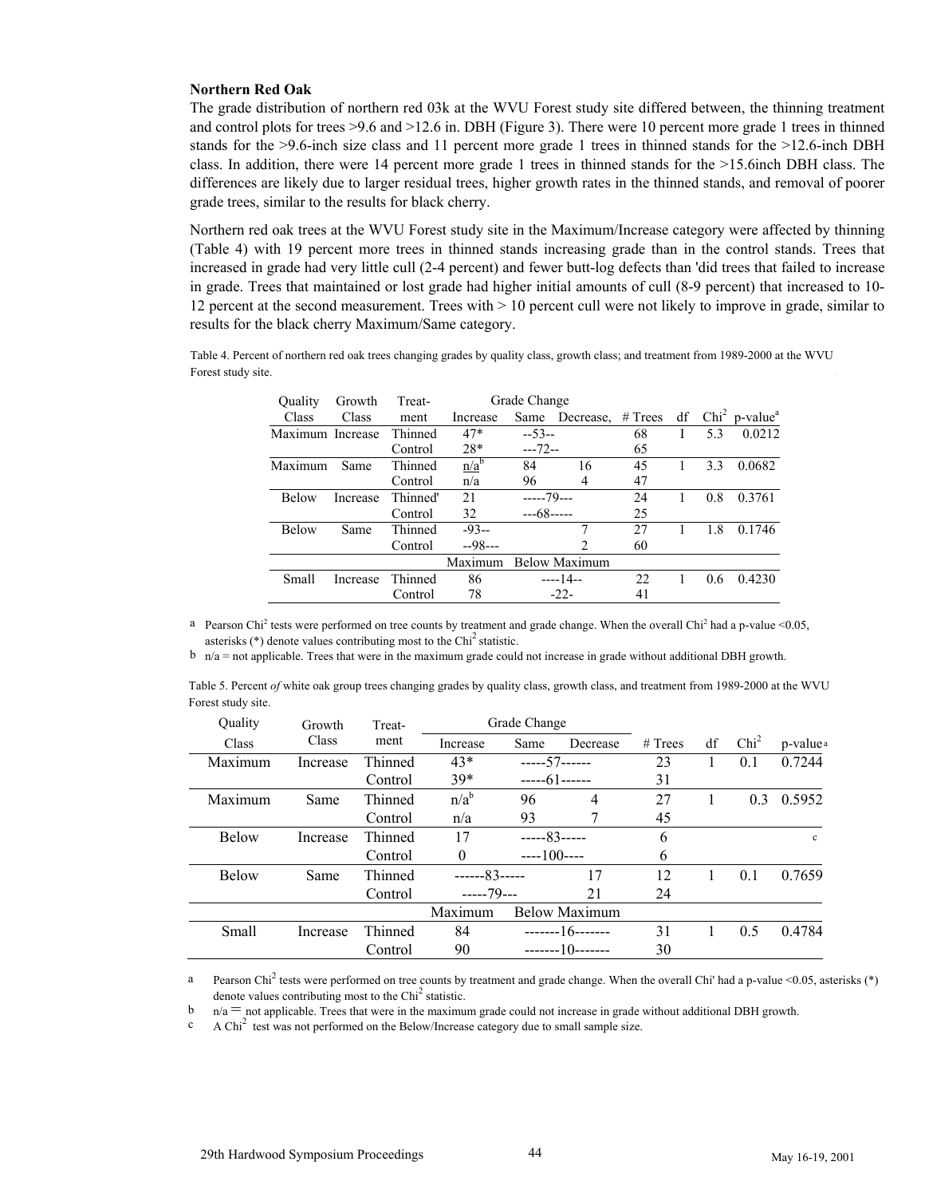**Northern Red Oak**

The grade distribution of northern red 03k at the WVU Forest study site differed between, the thinning treatment and control plots for trees >9.6 and >12.6 in. DBH (Figure 3). There were 10 percent more grade 1 trees in thinned stands for the >9.6-inch size class and 11 percent more grade 1 trees in thinned stands for the >12.6-inch DBH class. In addition, there were 14 percent more grade 1 trees in thinned stands for the >15.6inch DBH class. The differences are likely due to larger residual trees, higher growth rates in the thinned stands, and removal of poorer grade trees, similar to the results for black cherry.

Northern red oak trees at the WVU Forest study site in the Maximum/Increase category were affected by thinning (Table 4) with 19 percent more trees in thinned stands increasing grade than in the control stands. Trees that increased in grade had very little cull (2-4 percent) and fewer butt-log defects than 'did trees that failed to increase in grade. Trees that maintained or lost grade had higher initial amounts of cull (8-9 percent) that increased to 10-12 percent at the second measurement. Trees with > 10 percent cull were not likely to improve in grade, similar to results for the black cherry Maximum/Same category.

Table 4. Percent of northern red oak trees changing grades by quality class, growth class; and treatment from 1989-2000 at the WVU Forest study site.

| Quality Class | Growth Class | Treat-ment | Grade Change | | | # Trees | df | $Chi^2$ | p-value[a] |
|---|---|---|---|---|---|---|---|---|---|
| | | | Increase | Same | Decrease, | | | | |
| Maximum | Increase | Thinned | 47* | --53-- | | 68 | I | 5.3 | 0.0212 |
| | | Control | 28* | ---72-- | | 65 | | | |
| Maximum | Same | Thinned | n/a[b] | 84 | 16 | 45 | 1 | 3.3 | 0.0682 |
| | | Control | n/a | 96 | 4 | 47 | | | |
| Below | Increase | Thinned' | 21 | -----79--- | | 24 | 1 | 0.8 | 0.3761 |
| | | Control | 32 | ---68----- | | 25 | | | |
| Below | Same | Thinned | -93-- | | 7 | 27 | 1 | 1.8 | 0.1746 |
| | | Control | --98--- | | 2 | 60 | | | |
| | | | Maximum | Below Maximum | | | | | |
| Small | Increase | Thinned | 86 | ----14-- | | 22 | 1 | 0.6 | 0.4230 |
| | | Control | 78 | -22- | | 41 | | | |

a Pearson $Chi^2$ tests were performed on tree counts by treatment and grade change. When the overall $Chi^2$ had a p-value <0.05, asterisks (*) denote values contributing most to the $Chi^2$ statistic.

b n/a = not applicable. Trees that were in the maximum grade could not increase in grade without additional DBH growth.

Table 5. Percent *of* white oak group trees changing grades by quality class, growth class, and treatment from 1989-2000 at the WVU Forest study site.

| Quality Class | Growth Class | Treat-ment | Grade Change | | | # Trees | df | $Chi^2$ | p-value[a] |
|---|---|---|---|---|---|---|---|---|---|
| | | | Increase | Same | Decrease | | | | |
| Maximum | Increase | Thinned | 43* | -----57------ | | 23 | 1 | 0.1 | 0.7244 |
| | | Control | 39* | -----61------ | | 31 | | | |
| Maximum | Same | Thinned | n/a[b] | 96 | 4 | 27 | 1 | 0.3 | 0.5952 |
| | | Control | n/a | 93 | 7 | 45 | | | |
| Below | Increase | Thinned | 17 | -----83----- | | 6 | | | c |
| | | Control | 0 | ----100---- | | 6 | | | |
| Below | Same | Thinned | ------83----- | | 17 | 12 | 1 | 0.1 | 0.7659 |
| | | Control | -----79--- | | 21 | 24 | | | |
| | | | Maximum | Below Maximum | | | | | |
| Small | Increase | Thinned | 84 | -------16------- | | 31 | 1 | 0.5 | 0.4784 |
| | | Control | 90 | -------10------- | | 30 | | | |

a Pearson $Chi^2$ tests were performed on tree counts by treatment and grade change. When the overall Chi' had a p-value <0.05, asterisks (*) denote values contributing most to the $Chi^2$ statistic.

b n/a = not applicable. Trees that were in the maximum grade could not increase in grade without additional DBH growth.

c A $Chi^2$ test was not performed on the Below/Increase category due to small sample size.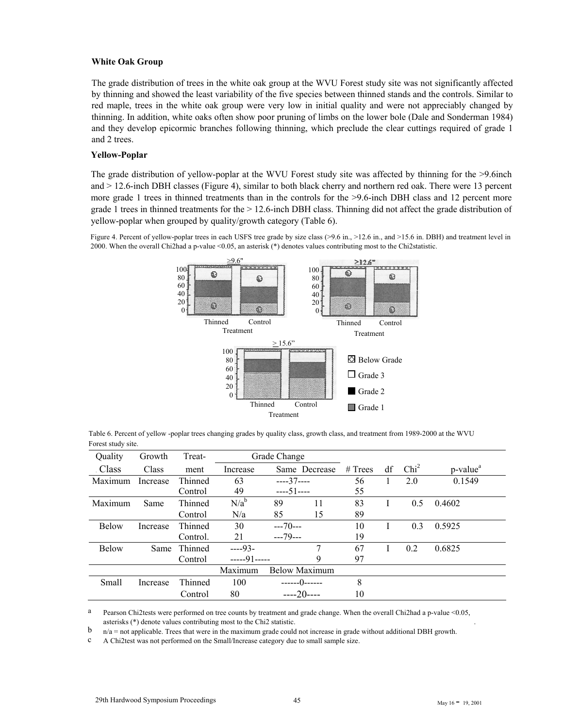**White Oak Group**

The grade distribution of trees in the white oak group at the WVU Forest study site was not significantly affected by thinning and showed the least variability of the five species between thinned stands and the controls. Similar to red maple, trees in the white oak group were very low in initial quality and were not appreciably changed by thinning. In addition, white oaks often show poor pruning of limbs on the lower bole (Dale and Sonderman 1984) and they develop epicormic branches following thinning, which preclude the clear cuttings required of grade 1 and 2 trees.

**Yellow-Poplar**

The grade distribution of yellow-poplar at the WVU Forest study site was affected by thinning for the >9.6inch and > 12.6-inch DBH classes (Figure 4), similar to both black cherry and northern red oak. There were 13 percent more grade 1 trees in thinned treatments than in the controls for the >9.6-inch DBH class and 12 percent more grade 1 trees in thinned treatments for the > 12.6-inch DBH class. Thinning did not affect the grade distribution of yellow-poplar when grouped by quality/growth category (Table 6).

Figure 4. Percent of yellow-poplar trees in each USFS tree grade by size class (>9.6 in., >12.6 in., and >15.6 in. DBH) and treatment level in 2000. When the overall Chi2had a p-value <0.05, an asterisk (*) denotes values contributing most to the Chi2statistic.

Table 6. Percent of yellow -poplar trees changing grades by quality class, growth class, and treatment from 1989-2000 at the WVU Forest study site.

| Quality Class | Growth Class | Treat-ment | Grade Change: Increase | Grade Change: Same | Grade Change: Decrease | # Trees | df | $Chi^2$ | p-value[a] |
|---|---|---|---|---|---|---|---|---|---|
| Maximum | Increase | Thinned | 63 | ----37---- | | 56 | 1 | 2.0 | 0.1549 |
| | | Control | 49 | ----51---- | | 55 | | | |
| Maximum | Same | Thinned | N/a[b] | 89 | 11 | 83 | I | 0.5 | 0.4602 |
| | | Control | N/a | 85 | 15 | 89 | | | |
| Below | Increase | Thinned | 30 | ---70--- | | 10 | I | 0.3 | 0.5925 |
| | | Control. | 21 | ---79--- | | 19 | | | |
| Below | Same | Thinned | ----93- | | 7 | 67 | I | 0.2 | 0.6825 |
| | | Control | -----91----- | | 9 | 97 | | | |
| | | | Maximum | Below Maximum | | | | | |
| Small | Increase | Thinned | 100 | ------0------ | | 8 | | | |
| | | Control | 80 | ----20---- | | 10 | | | |

a Pearson Chi2tests were performed on tree counts by treatment and grade change. When the overall Chi2had a p-value <0.05, asterisks (*) denote values contributing most to the Chi2 statistic.

b n/a = not applicable. Trees that were in the maximum grade could not increase in grade without additional DBH growth.

c A Chi2test was not performed on the Small/Increase category due to small sample size.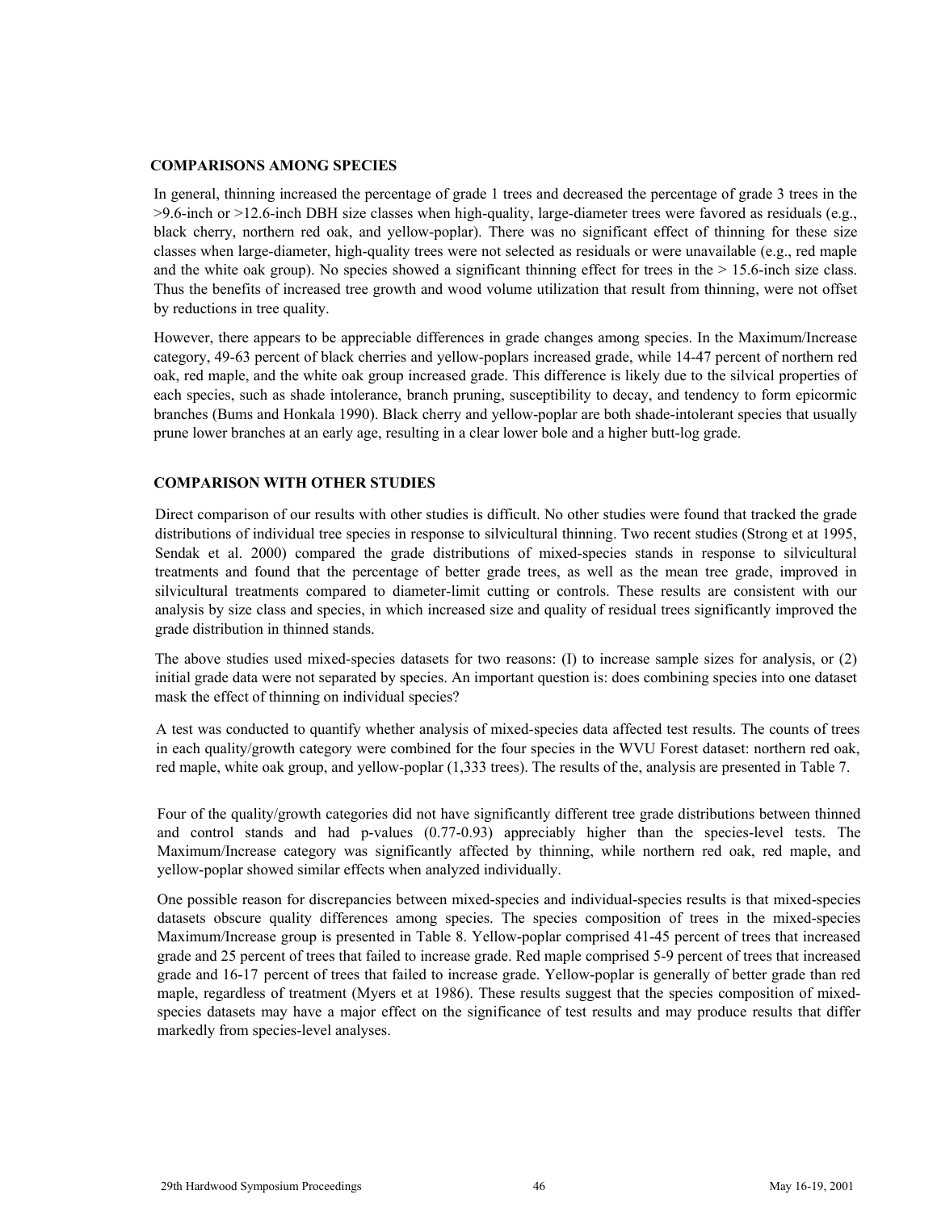## COMPARISONS AMONG SPECIES

In general, thinning increased the percentage of grade 1 trees and decreased the percentage of grade 3 trees in the >9.6-inch or >12.6-inch DBH size classes when high-quality, large-diameter trees were favored as residuals (e.g., black cherry, northern red oak, and yellow-poplar). There was no significant effect of thinning for these size classes when large-diameter, high-quality trees were not selected as residuals or were unavailable (e.g., red maple and the white oak group). No species showed a significant thinning effect for trees in the > 15.6-inch size class. Thus the benefits of increased tree growth and wood volume utilization that result from thinning, were not offset by reductions in tree quality.

However, there appears to be appreciable differences in grade changes among species. In the Maximum/Increase category, 49-63 percent of black cherries and yellow-poplars increased grade, while 14-47 percent of northern red oak, red maple, and the white oak group increased grade. This difference is likely due to the silvical properties of each species, such as shade intolerance, branch pruning, susceptibility to decay, and tendency to form epicormic branches (Bums and Honkala 1990). Black cherry and yellow-poplar are both shade-intolerant species that usually prune lower branches at an early age, resulting in a clear lower bole and a higher butt-log grade.

## COMPARISON WITH OTHER STUDIES

Direct comparison of our results with other studies is difficult. No other studies were found that tracked the grade distributions of individual tree species in response to silvicultural thinning. Two recent studies (Strong et at 1995, Sendak et al. 2000) compared the grade distributions of mixed-species stands in response to silvicultural treatments and found that the percentage of better grade trees, as well as the mean tree grade, improved in silvicultural treatments compared to diameter-limit cutting or controls. These results are consistent with our analysis by size class and species, in which increased size and quality of residual trees significantly improved the grade distribution in thinned stands.

The above studies used mixed-species datasets for two reasons: (I) to increase sample sizes for analysis, or (2) initial grade data were not separated by species. An important question is: does combining species into one dataset mask the effect of thinning on individual species?

A test was conducted to quantify whether analysis of mixed-species data affected test results. The counts of trees in each quality/growth category were combined for the four species in the WVU Forest dataset: northern red oak, red maple, white oak group, and yellow-poplar (1,333 trees). The results of the, analysis are presented in Table 7.

Four of the quality/growth categories did not have significantly different tree grade distributions between thinned and control stands and had p-values (0.77-0.93) appreciably higher than the species-level tests. The Maximum/Increase category was significantly affected by thinning, while northern red oak, red maple, and yellow-poplar showed similar effects when analyzed individually.

One possible reason for discrepancies between mixed-species and individual-species results is that mixed-species datasets obscure quality differences among species. The species composition of trees in the mixed-species Maximum/Increase group is presented in Table 8. Yellow-poplar comprised 41-45 percent of trees that increased grade and 25 percent of trees that failed to increase grade. Red maple comprised 5-9 percent of trees that increased grade and 16-17 percent of trees that failed to increase grade. Yellow-poplar is generally of better grade than red maple, regardless of treatment (Myers et at 1986). These results suggest that the species composition of mixed-species datasets may have a major effect on the significance of test results and may produce results that differ markedly from species-level analyses.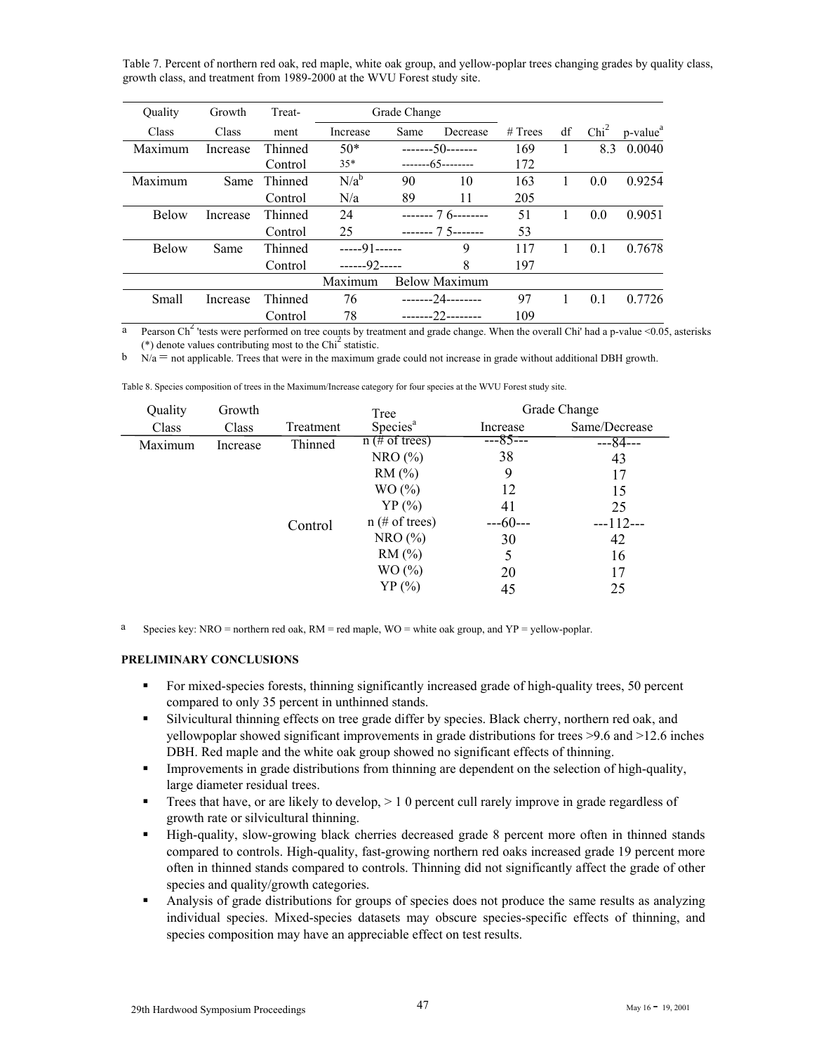Table 7. Percent of northern red oak, red maple, white oak group, and yellow-poplar trees changing grades by quality class, growth class, and treatment from 1989-2000 at the WVU Forest study site.

| Quality Class | Growth Class | Treat-ment | Grade Change | | | # Trees | df | $Chi^2$ | p-value[a] |
|---|---|---|---|---|---|---|---|---|---|
| | | | Increase | Same | Decrease | | | | |
| Maximum | Increase | Thinned | 50* | -------50------- | | 169 | 1 | 8.3 | 0.0040 |
| | | Control | 35* | -------65-------- | | 172 | | | |
| Maximum | Same | Thinned | N/a[b] | 90 | 10 | 163 | 1 | 0.0 | 0.9254 |
| | | Control | N/a | 89 | 11 | 205 | | | |
| Below | Increase | Thinned | 24 | ------- 7 6-------- | | 51 | 1 | 0.0 | 0.9051 |
| | | Control | 25 | ------- 7 5------- | | 53 | | | |
| Below | Same | Thinned | -----91------ | | 9 | 117 | 1 | 0.1 | 0.7678 |
| | | Control | ------92----- | | 8 | 197 | | | |
| | | | Maximum | Below Maximum | | | | | |
| Small | Increase | Thinned | 76 | -------24-------- | | 97 | 1 | 0.1 | 0.7726 |
| | | Control | 78 | -------22-------- | | 109 | | | |

a Pearson $Chi^2$ 'tests were performed on tree counts by treatment and grade change. When the overall Chi' had a p-value <0.05, asterisks (*) denote values contributing most to the $Chi^2$ statistic.

b N/a = not applicable. Trees that were in the maximum grade could not increase in grade without additional DBH growth.

Table 8. Species composition of trees in the Maximum/Increase category for four species at the WVU Forest study site.

| Quality Class | Growth Class | Treatment | Tree Species[a] | Grade Change | |
|---|---|---|---|---|---|
| | | | | Increase | Same/Decrease |
| Maximum | Increase | Thinned | n (# of trees) | ---85--- | ---84--- |
| | | | NRO (%) | 38 | 43 |
| | | | RM (%) | 9 | 17 |
| | | | WO (%) | 12 | 15 |
| | | | YP (%) | 41 | 25 |
| | | Control | n (# of trees) | ---60--- | ---112--- |
| | | | NRO (%) | 30 | 42 |
| | | | RM (%) | 5 | 16 |
| | | | WO (%) | 20 | 17 |
| | | | YP (%) | 45 | 25 |

a Species key: NRO = northern red oak, RM = red maple, WO = white oak group, and YP = yellow-poplar.

**PRELIMINARY CONCLUSIONS**

- For mixed-species forests, thinning significantly increased grade of high-quality trees, 50 percent compared to only 35 percent in unthinned stands.
- Silvicultural thinning effects on tree grade differ by species. Black cherry, northern red oak, and yellowpoplar showed significant improvements in grade distributions for trees >9.6 and >12.6 inches DBH. Red maple and the white oak group showed no significant effects of thinning.
- Improvements in grade distributions from thinning are dependent on the selection of high-quality, large diameter residual trees.
- Trees that have, or are likely to develop, > 1 0 percent cull rarely improve in grade regardless of growth rate or silvicultural thinning.
- High-quality, slow-growing black cherries decreased grade 8 percent more often in thinned stands compared to controls. High-quality, fast-growing northern red oaks increased grade 19 percent more often in thinned stands compared to controls. Thinning did not significantly affect the grade of other species and quality/growth categories.
- Analysis of grade distributions for groups of species does not produce the same results as analyzing individual species. Mixed-species datasets may obscure species-specific effects of thinning, and species composition may have an appreciable effect on test results.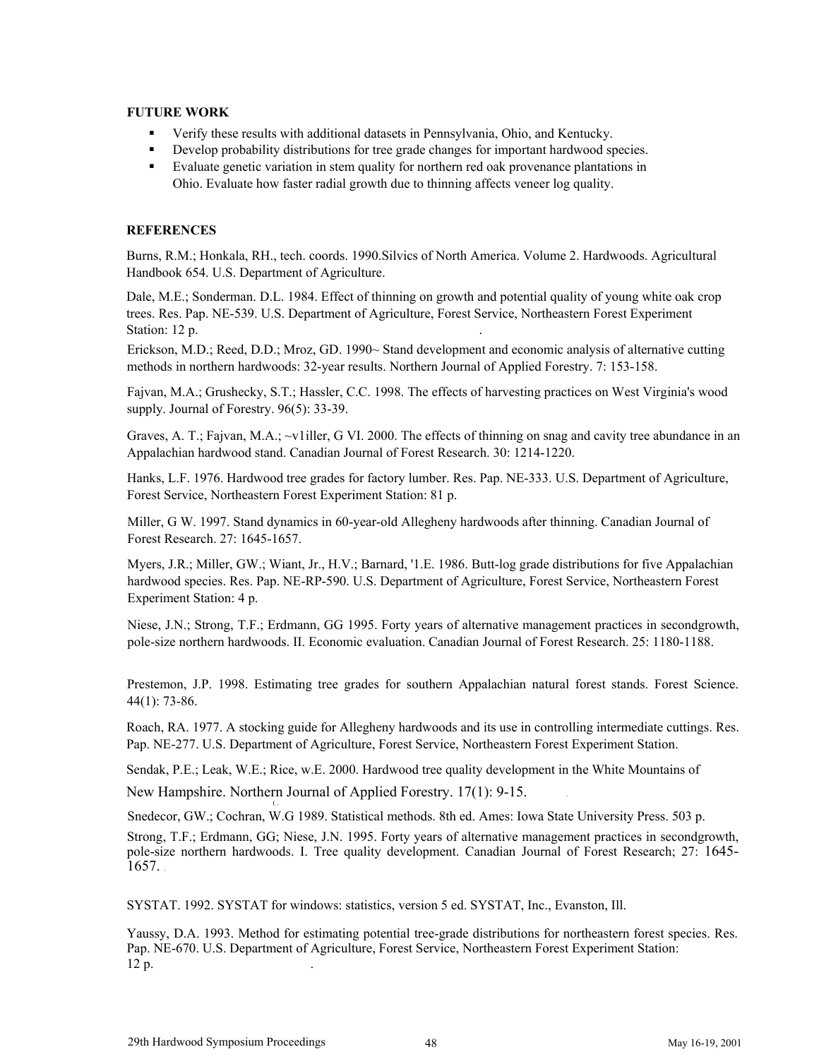**FUTURE WORK**

- Verify these results with additional datasets in Pennsylvania, Ohio, and Kentucky.
- Develop probability distributions for tree grade changes for important hardwood species.
- Evaluate genetic variation in stem quality for northern red oak provenance plantations in Ohio. Evaluate how faster radial growth due to thinning affects veneer log quality.

**REFERENCES**

Burns, R.M.; Honkala, RH., tech. coords. 1990.Silvics of North America. Volume 2. Hardwoods. Agricultural Handbook 654. U.S. Department of Agriculture.

Dale, M.E.; Sonderman. D.L. 1984. Effect of thinning on growth and potential quality of young white oak crop trees. Res. Pap. NE-539. U.S. Department of Agriculture, Forest Service, Northeastern Forest Experiment Station: 12 p.

Erickson, M.D.; Reed, D.D.; Mroz, GD. 1990~ Stand development and economic analysis of alternative cutting methods in northern hardwoods: 32-year results. Northern Journal of Applied Forestry. 7: 153-158.

Fajvan, M.A.; Grushecky, S.T.; Hassler, C.C. 1998. The effects of harvesting practices on West Virginia's wood supply. Journal of Forestry. 96(5): 33-39.

Graves, A. T.; Fajvan, M.A.; ~v1iller, G VI. 2000. The effects of thinning on snag and cavity tree abundance in an Appalachian hardwood stand. Canadian Journal of Forest Research. 30: 1214-1220.

Hanks, L.F. 1976. Hardwood tree grades for factory lumber. Res. Pap. NE-333. U.S. Department of Agriculture, Forest Service, Northeastern Forest Experiment Station: 81 p.

Miller, G W. 1997. Stand dynamics in 60-year-old Allegheny hardwoods after thinning. Canadian Journal of Forest Research. 27: 1645-1657.

Myers, J.R.; Miller, GW.; Wiant, Jr., H.V.; Barnard, '1.E. 1986. Butt-log grade distributions for five Appalachian hardwood species. Res. Pap. NE-RP-590. U.S. Department of Agriculture, Forest Service, Northeastern Forest Experiment Station: 4 p.

Niese, J.N.; Strong, T.F.; Erdmann, GG 1995. Forty years of alternative management practices in secondgrowth, pole-size northern hardwoods. II. Economic evaluation. Canadian Journal of Forest Research. 25: 1180-1188.

Prestemon, J.P. 1998. Estimating tree grades for southern Appalachian natural forest stands. Forest Science. 44(1): 73-86.

Roach, RA. 1977. A stocking guide for Allegheny hardwoods and its use in controlling intermediate cuttings. Res. Pap. NE-277. U.S. Department of Agriculture, Forest Service, Northeastern Forest Experiment Station.

Sendak, P.E.; Leak, W.E.; Rice, w.E. 2000. Hardwood tree quality development in the White Mountains of New Hampshire. Northern Journal of Applied Forestry. 17(1): 9-15.

Snedecor, GW.; Cochran, W.G 1989. Statistical methods. 8th ed. Ames: Iowa State University Press. 503 p.

Strong, T.F.; Erdmann, GG; Niese, J.N. 1995. Forty years of alternative management practices in secondgrowth, pole-size northern hardwoods. I. Tree quality development. Canadian Journal of Forest Research; 27: 1645-1657.

SYSTAT. 1992. SYSTAT for windows: statistics, version 5 ed. SYSTAT, Inc., Evanston, Ill.

Yaussy, D.A. 1993. Method for estimating potential tree-grade distributions for northeastern forest species. Res. Pap. NE-670. U.S. Department of Agriculture, Forest Service, Northeastern Forest Experiment Station: 12 p.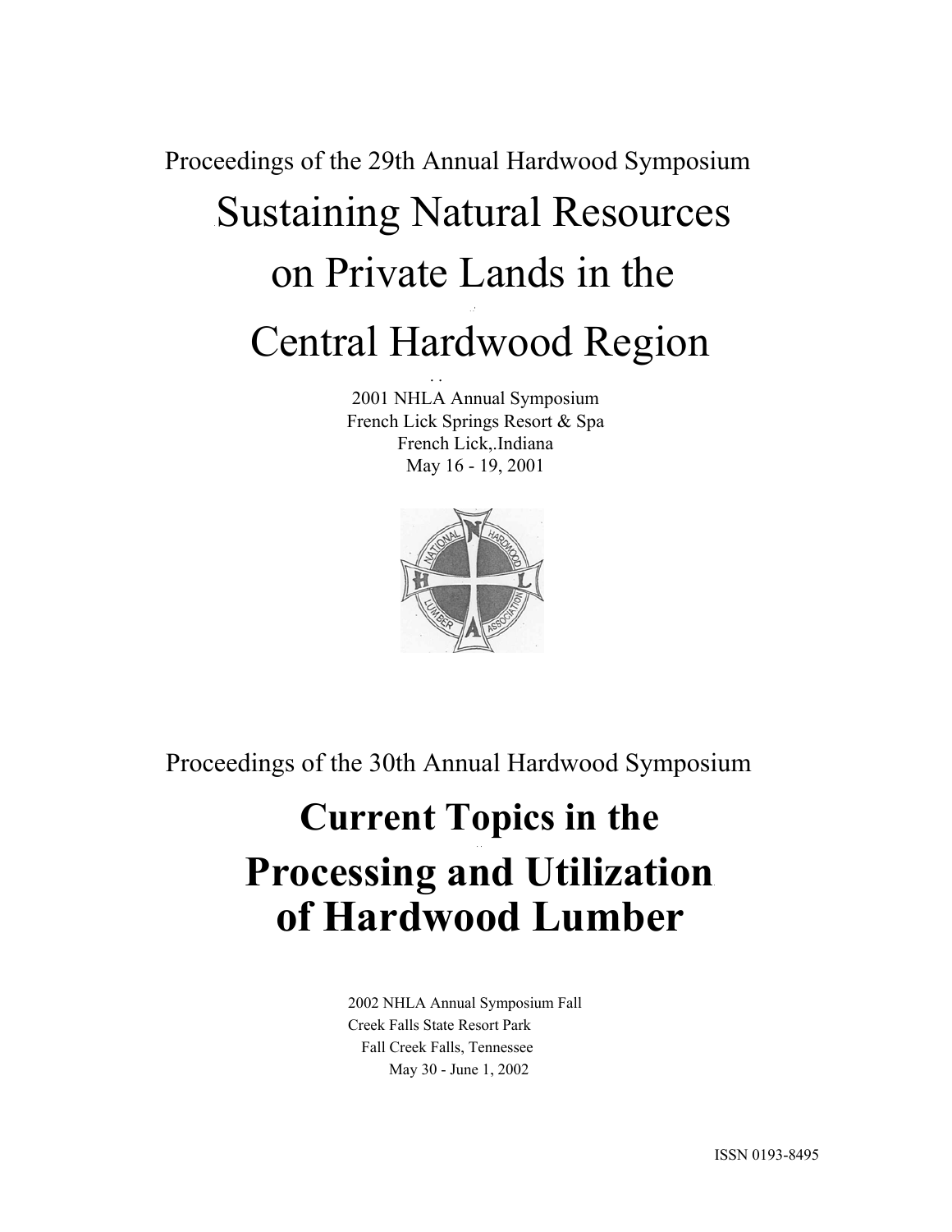Proceedings of the 29th Annual Hardwood Symposium

# Sustaining Natural Resources on Private Lands in the Central Hardwood Region

2001 NHLA Annual Symposium
French Lick Springs Resort & Spa
French Lick,.Indiana
May 16 - 19, 2001

Proceedings of the 30th Annual Hardwood Symposium

# Current Topics in the Processing and Utilization of Hardwood Lumber

2002 NHLA Annual Symposium Fall
Creek Falls State Resort Park
Fall Creek Falls, Tennessee
May 30 - June 1, 2002

ISSN 0193-8495